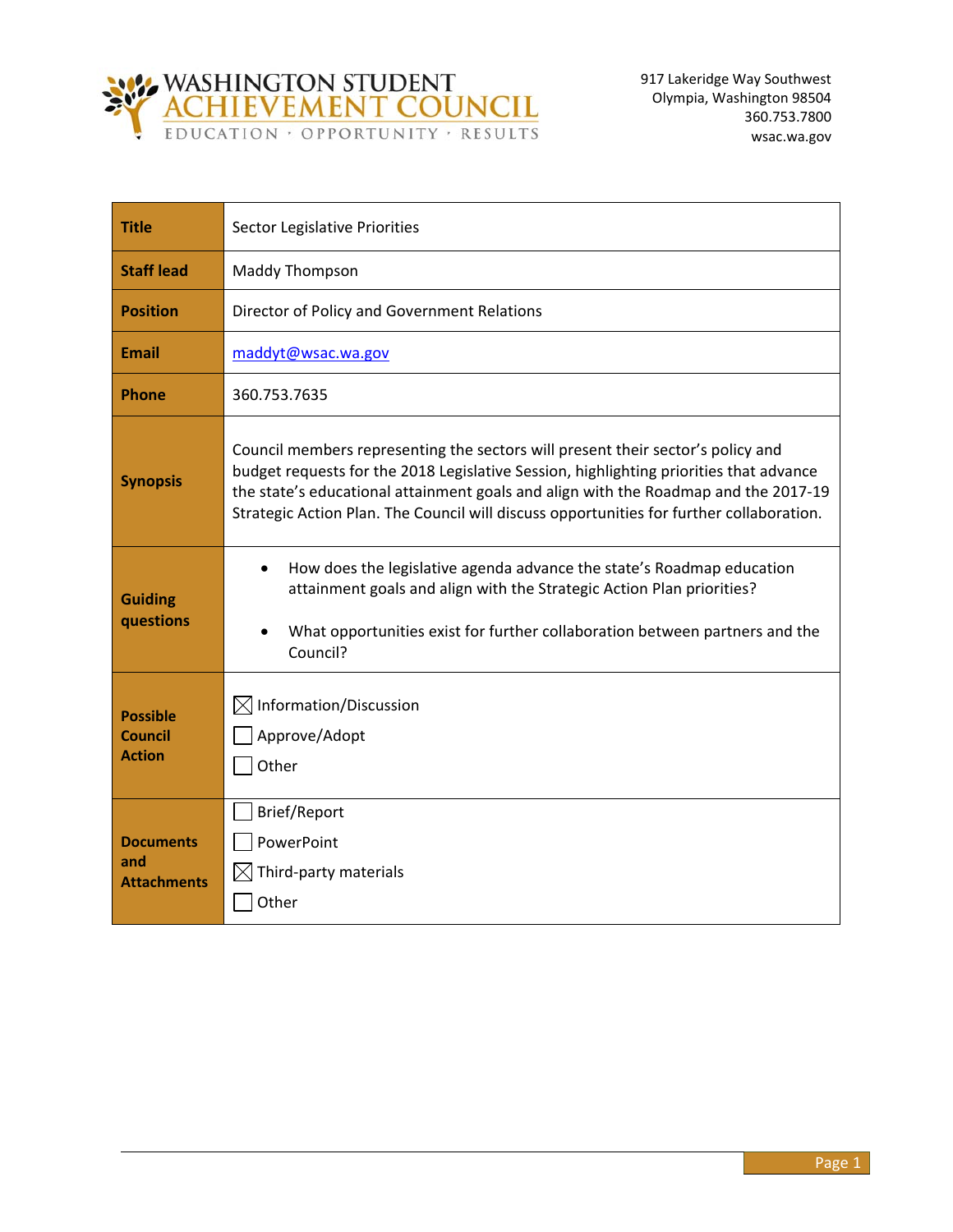WASHINGTON STUDENT ACHIEVEMENT COUNCIL
EDUCATION · OPPORTUNITY · RESULTS

917 Lakeridge Way Southwest
Olympia, Washington 98504
360.753.7800
wsac.wa.gov

| | |
|---|---|
| **Title** | Sector Legislative Priorities |
| **Staff lead** | Maddy Thompson |
| **Position** | Director of Policy and Government Relations |
| **Email** | maddyt@wsac.wa.gov |
| **Phone** | 360.753.7635 |
| **Synopsis** | Council members representing the sectors will present their sector's policy and budget requests for the 2018 Legislative Session, highlighting priorities that advance the state's educational attainment goals and align with the Roadmap and the 2017-19 Strategic Action Plan. The Council will discuss opportunities for further collaboration. |
| **Guiding questions** | • How does the legislative agenda advance the state's Roadmap education attainment goals and align with the Strategic Action Plan priorities?<br>• What opportunities exist for further collaboration between partners and the Council? |
| **Possible Council Action** | ☒ Information/Discussion<br>☐ Approve/Adopt<br>☐ Other |
| **Documents and Attachments** | ☐ Brief/Report<br>☐ PowerPoint<br>☒ Third-party materials<br>☐ Other |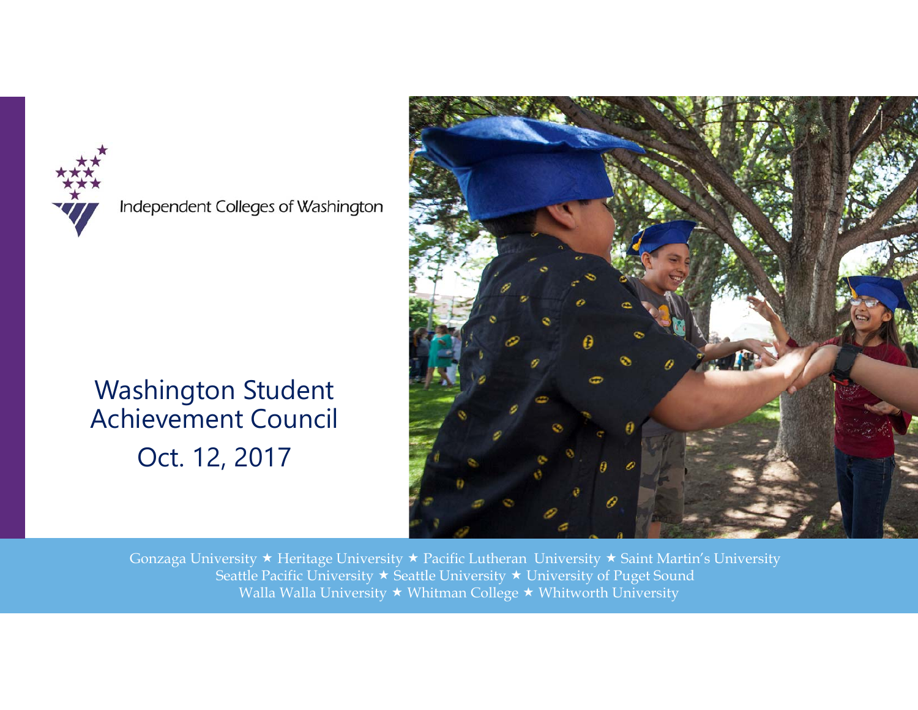Independent Colleges of Washington

# Washington Student Achievement Council

Oct. 12, 2017

Gonzaga University ★ Heritage University ★ Pacific Lutheran University ★ Saint Martin's University
Seattle Pacific University ★ Seattle University ★ University of Puget Sound
Walla Walla University ★ Whitman College ★ Whitworth University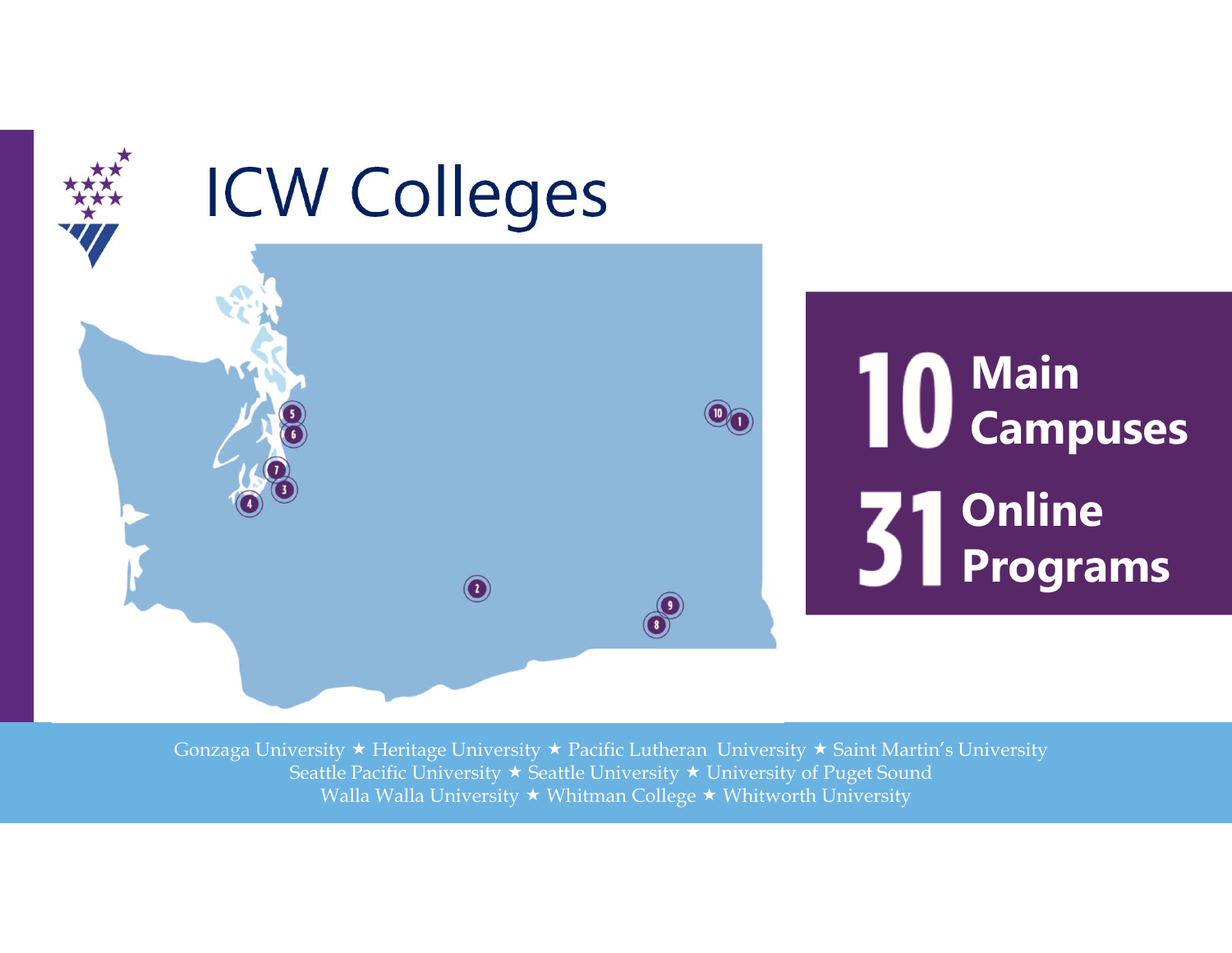# ICW Colleges

**10** Main Campuses

**31** Online Programs

Gonzaga University ★ Heritage University ★ Pacific Lutheran University ★ Saint Martin's University
Seattle Pacific University ★ Seattle University ★ University of Puget Sound
Walla Walla University ★ Whitman College ★ Whitworth University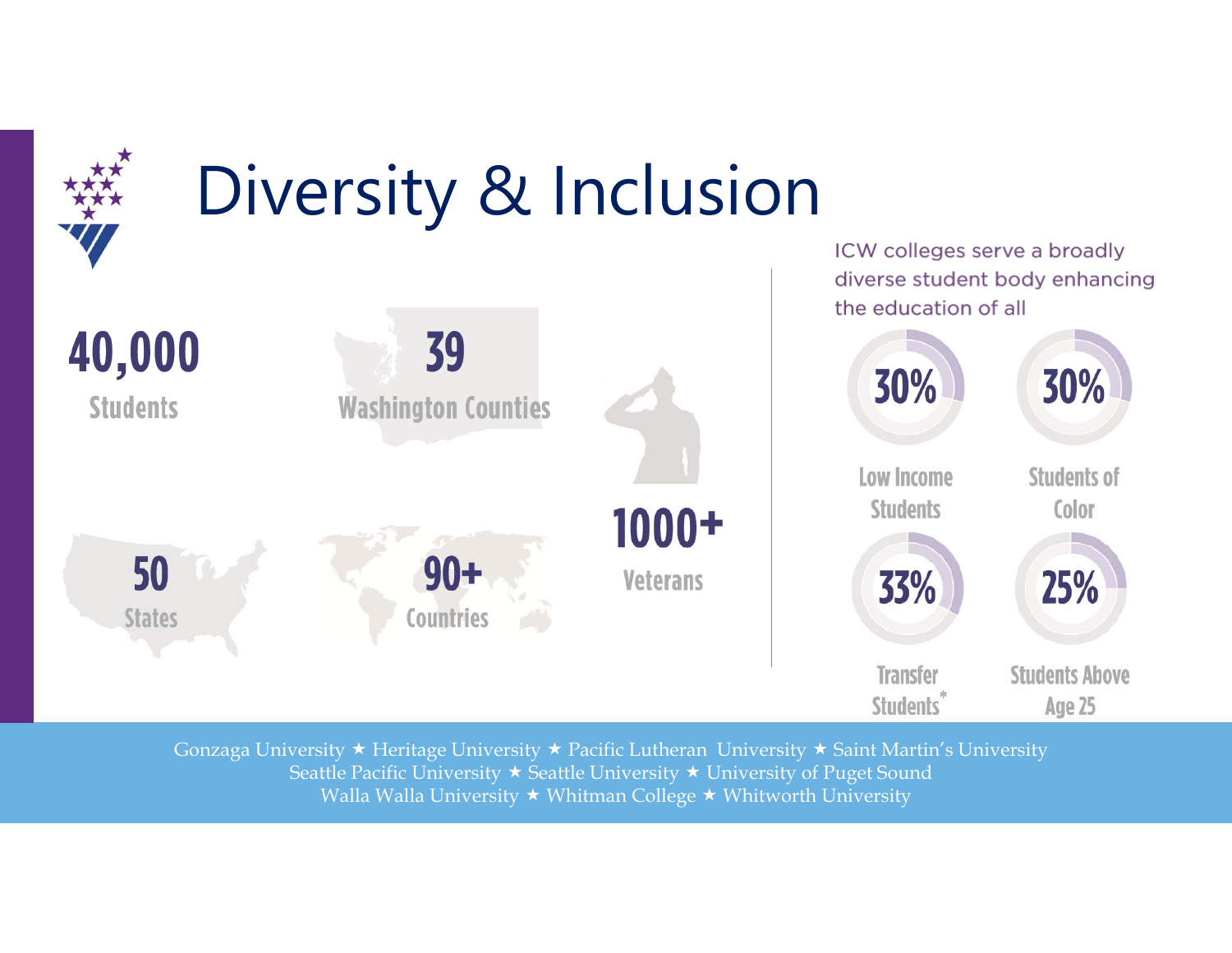# Diversity & Inclusion

**40,000**
Students

**39**
Washington Counties

**50**
States

**90+**
Countries

**1000+**
Veterans

ICW colleges serve a broadly diverse student body enhancing the education of all

**30%**
Low Income Students

**30%**
Students of Color

**33%**
Transfer Students*

**25%**
Students Above Age 25

Gonzaga University ★ Heritage University ★ Pacific Lutheran University ★ Saint Martin's University
Seattle Pacific University ★ Seattle University ★ University of Puget Sound
Walla Walla University ★ Whitman College ★ Whitworth University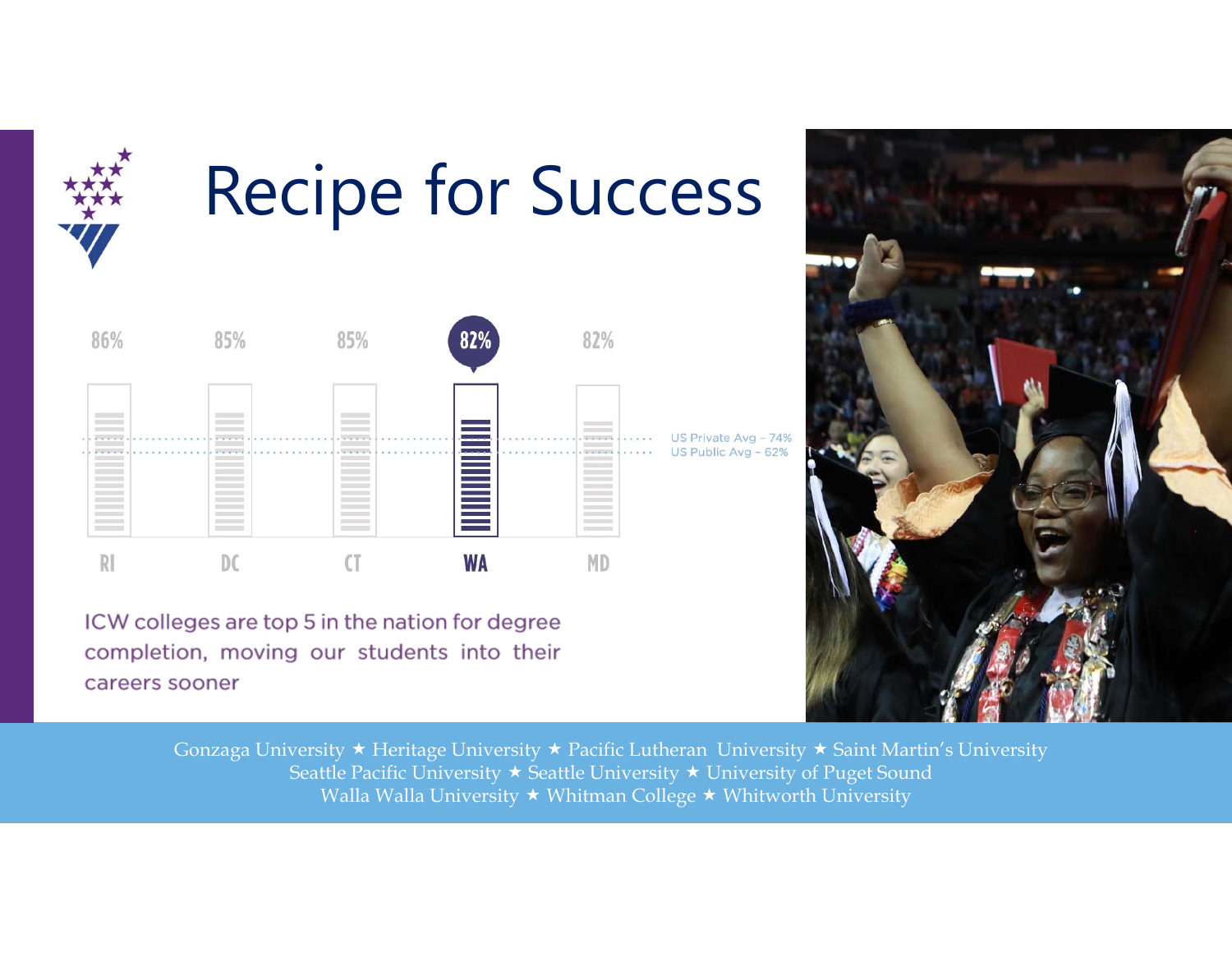# Recipe for Success

| RI | DC | CT | WA | MD |
|---|---|---|---|---|
| 86% | 85% | 85% | 82% | 82% |

US Private Avg – 74%
US Public Avg – 62%

ICW colleges are top 5 in the nation for degree completion, moving our students into their careers sooner

Gonzaga University ★ Heritage University ★ Pacific Lutheran University ★ Saint Martin's University
Seattle Pacific University ★ Seattle University ★ University of Puget Sound
Walla Walla University ★ Whitman College ★ Whitworth University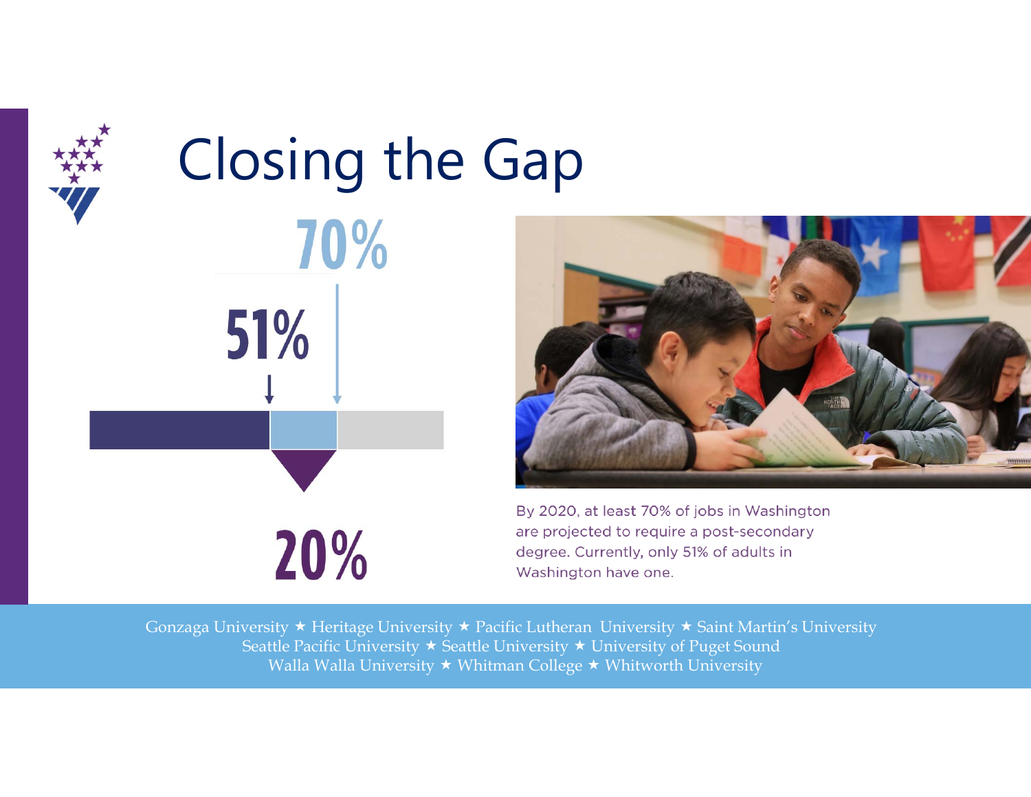# Closing the Gap

70%

51%

20%

By 2020, at least 70% of jobs in Washington are projected to require a post-secondary degree. Currently, only 51% of adults in Washington have one.

Gonzaga University ★ Heritage University ★ Pacific Lutheran University ★ Saint Martin's University
Seattle Pacific University ★ Seattle University ★ University of Puget Sound
Walla Walla University ★ Whitman College ★ Whitworth University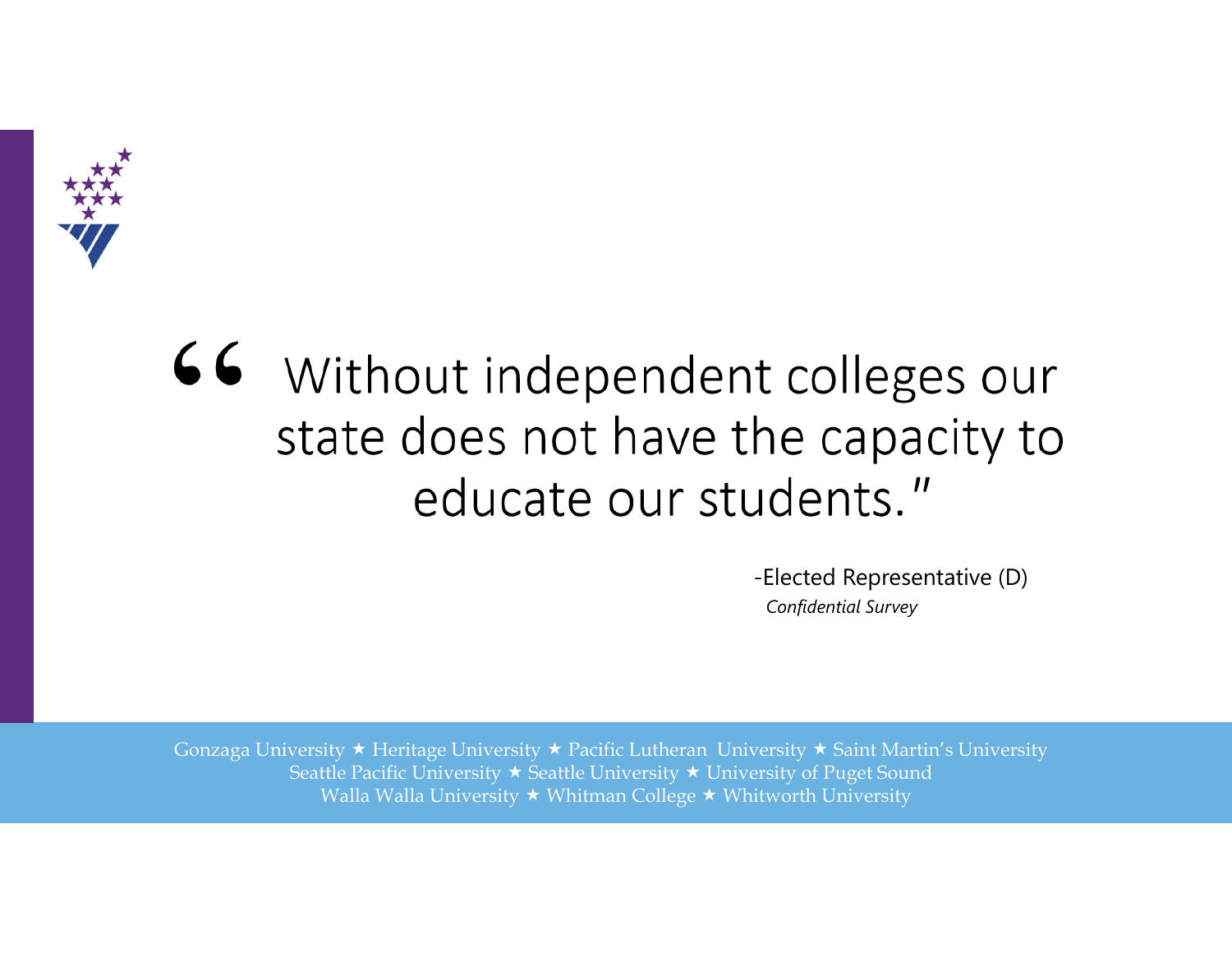> "Without independent colleges our state does not have the capacity to educate our students."
>
> -Elected Representative (D)
> *Confidential Survey*

Gonzaga University ★ Heritage University ★ Pacific Lutheran University ★ Saint Martin's University
Seattle Pacific University ★ Seattle University ★ University of Puget Sound
Walla Walla University ★ Whitman College ★ Whitworth University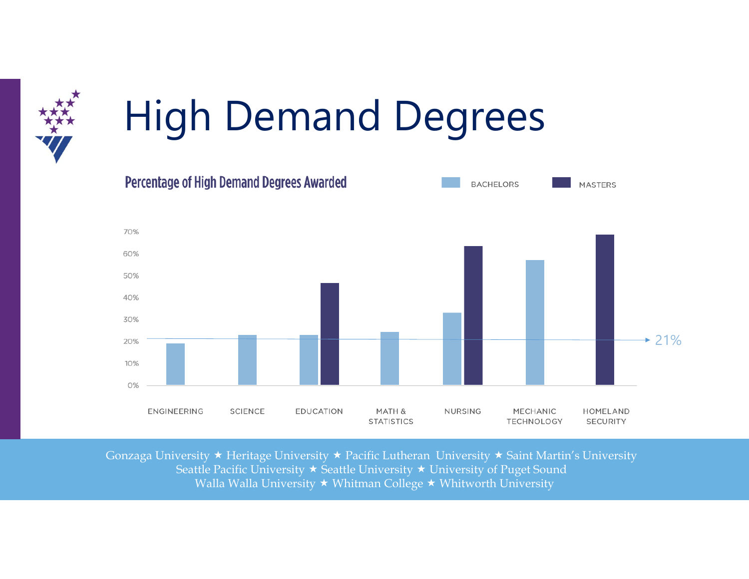# High Demand Degrees

**Percentage of High Demand Degrees Awarded**

BACHELORS    MASTERS

70%
60%
50%
40%
30%
20%
10%
0%

ENGINEERING    SCIENCE    EDUCATION    MATH & STATISTICS    NURSING    MECHANIC TECHNOLOGY    HOMELAND SECURITY

21%

Gonzaga University ★ Heritage University ★ Pacific Lutheran University ★ Saint Martin's University
Seattle Pacific University ★ Seattle University ★ University of Puget Sound
Walla Walla University ★ Whitman College ★ Whitworth University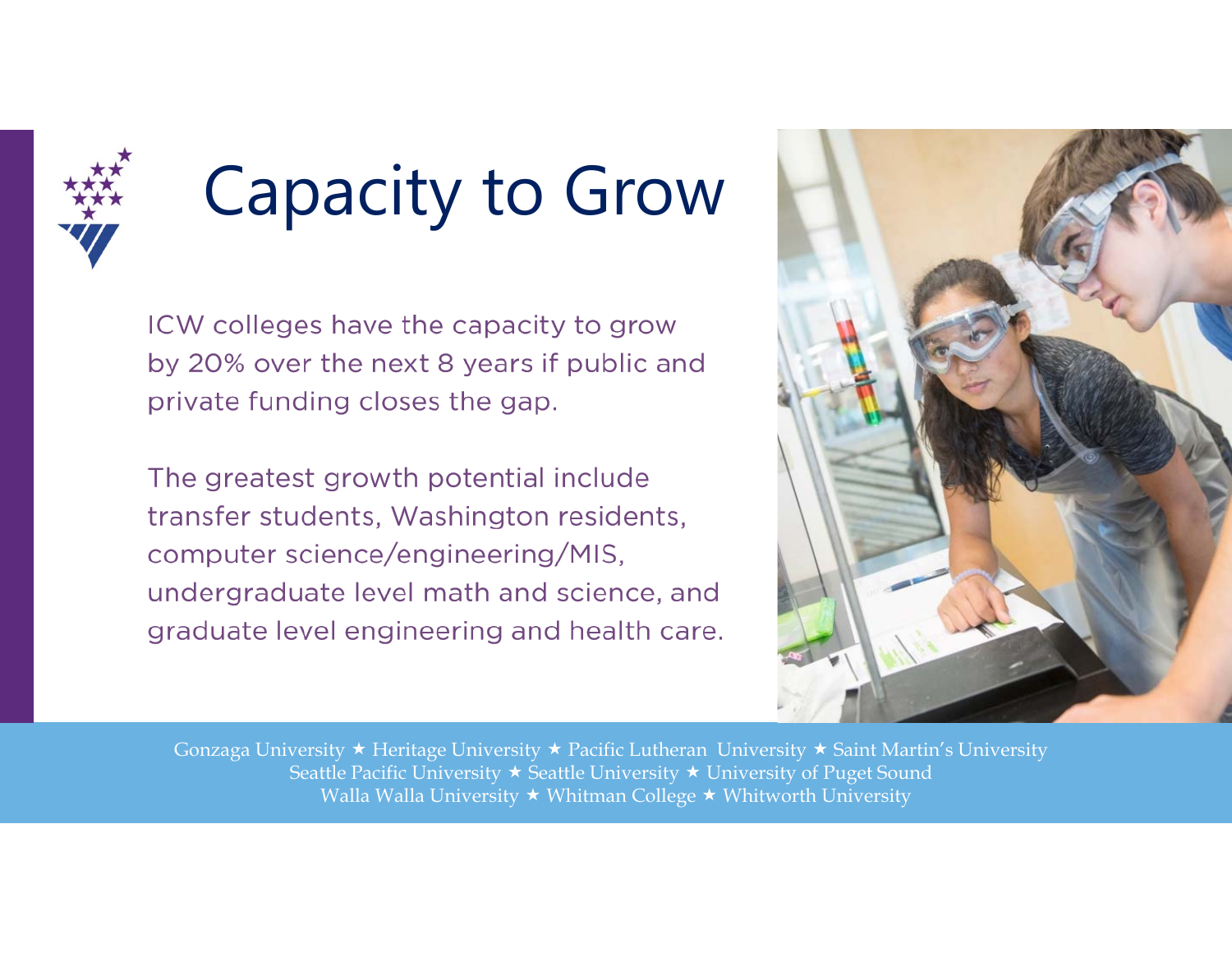# Capacity to Grow

ICW colleges have the capacity to grow by 20% over the next 8 years if public and private funding closes the gap.

The greatest growth potential include transfer students, Washington residents, computer science/engineering/MIS, undergraduate level math and science, and graduate level engineering and health care.

Gonzaga University ★ Heritage University ★ Pacific Lutheran University ★ Saint Martin's University
Seattle Pacific University ★ Seattle University ★ University of Puget Sound
Walla Walla University ★ Whitman College ★ Whitworth University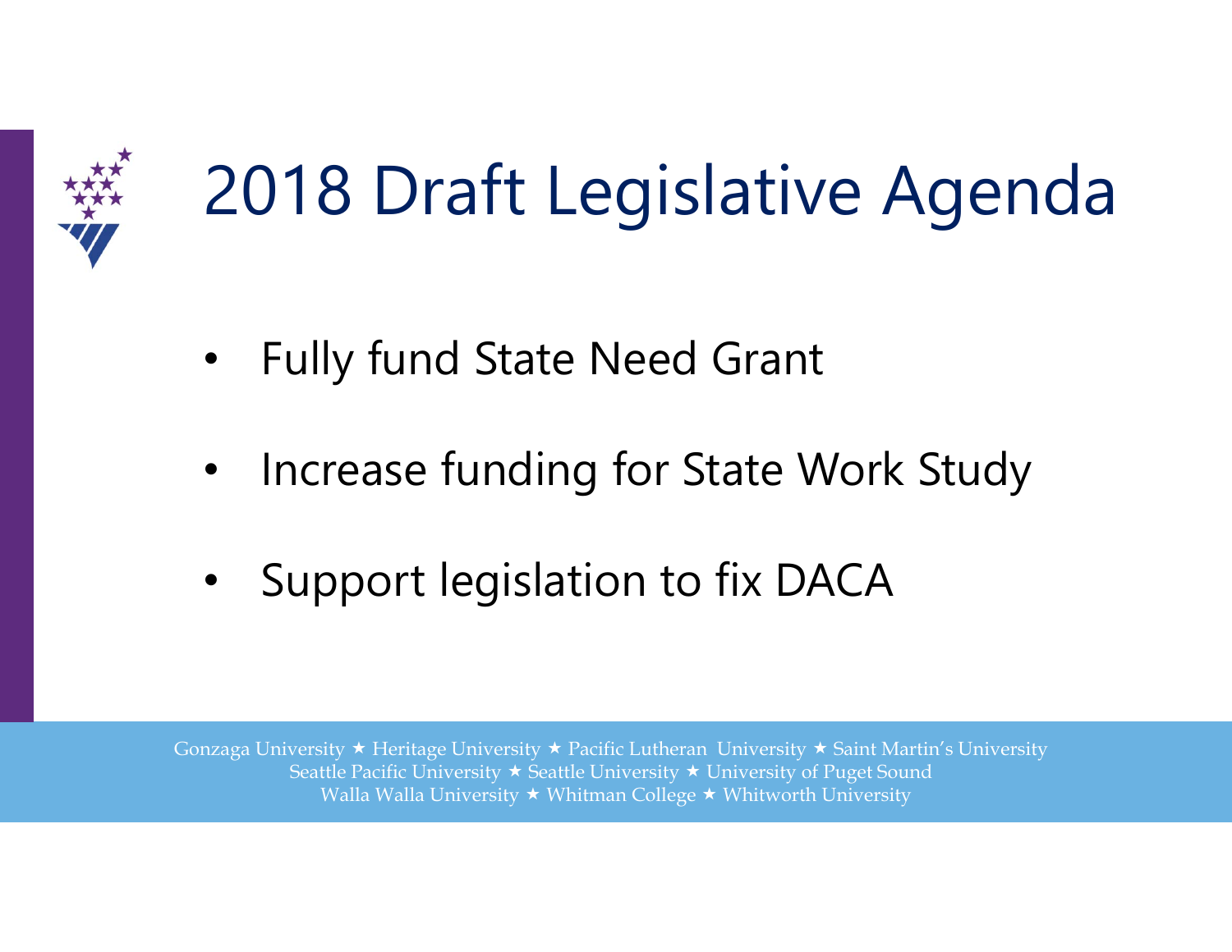# 2018 Draft Legislative Agenda

- Fully fund State Need Grant
- Increase funding for State Work Study
- Support legislation to fix DACA

Gonzaga University ★ Heritage University ★ Pacific Lutheran University ★ Saint Martin's University
Seattle Pacific University ★ Seattle University ★ University of Puget Sound
Walla Walla University ★ Whitman College ★ Whitworth University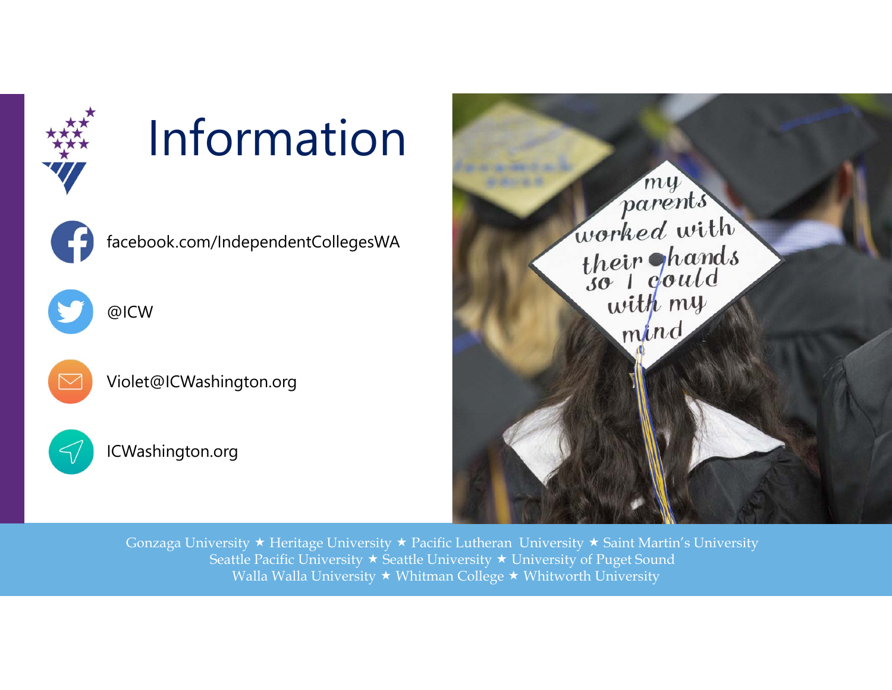# Information

facebook.com/IndependentCollegesWA

@ICW

Violet@ICWashington.org

ICWashington.org

Gonzaga University ★ Heritage University ★ Pacific Lutheran University ★ Saint Martin's University
Seattle Pacific University ★ Seattle University ★ University of Puget Sound
Walla Walla University ★ Whitman College ★ Whitworth University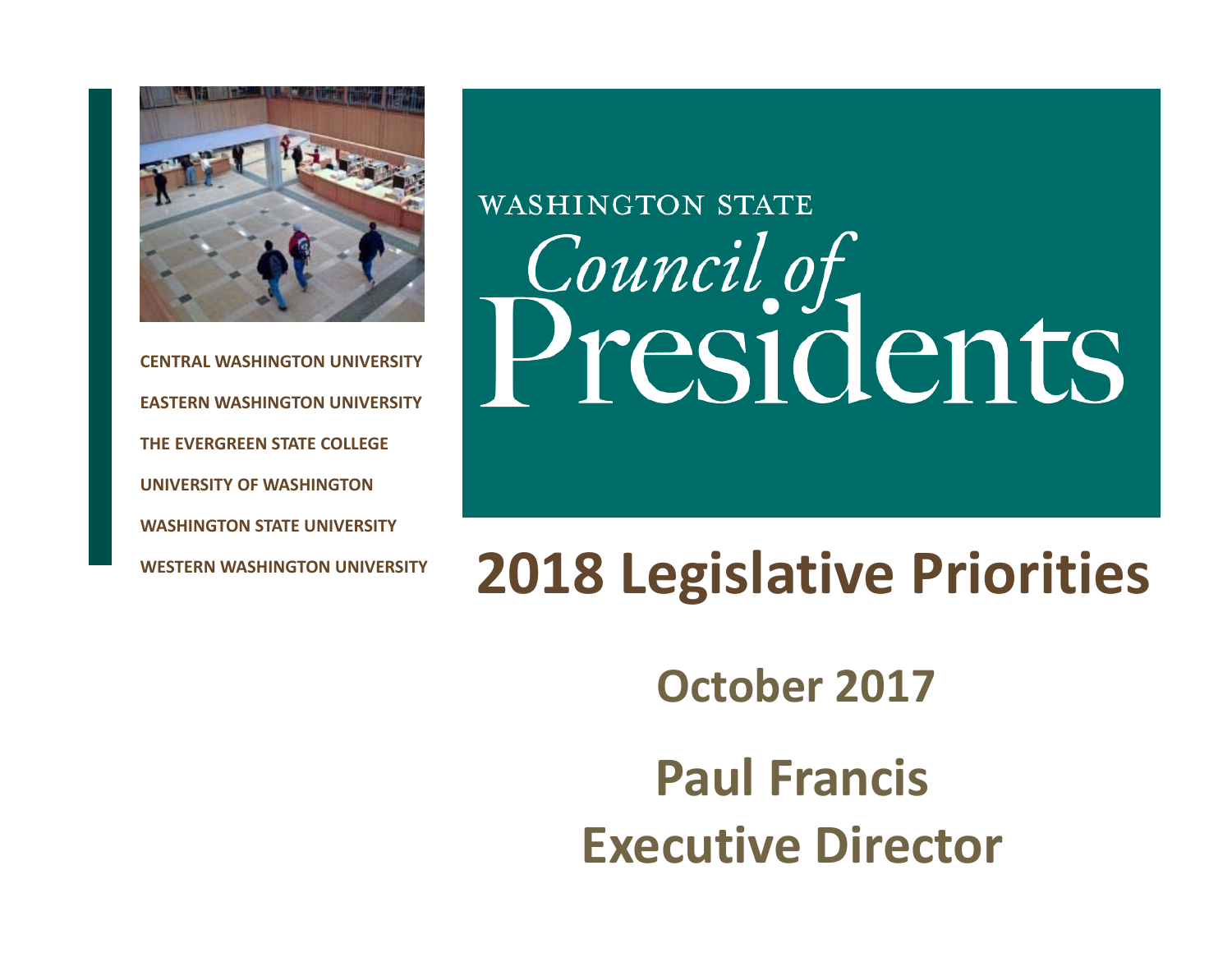CENTRAL WASHINGTON UNIVERSITY

EASTERN WASHINGTON UNIVERSITY

THE EVERGREEN STATE COLLEGE

UNIVERSITY OF WASHINGTON

WASHINGTON STATE UNIVERSITY

WESTERN WASHINGTON UNIVERSITY

WASHINGTON STATE

*Council of*

Presidents

# 2018 Legislative Priorities

**October 2017**

**Paul Francis**
**Executive Director**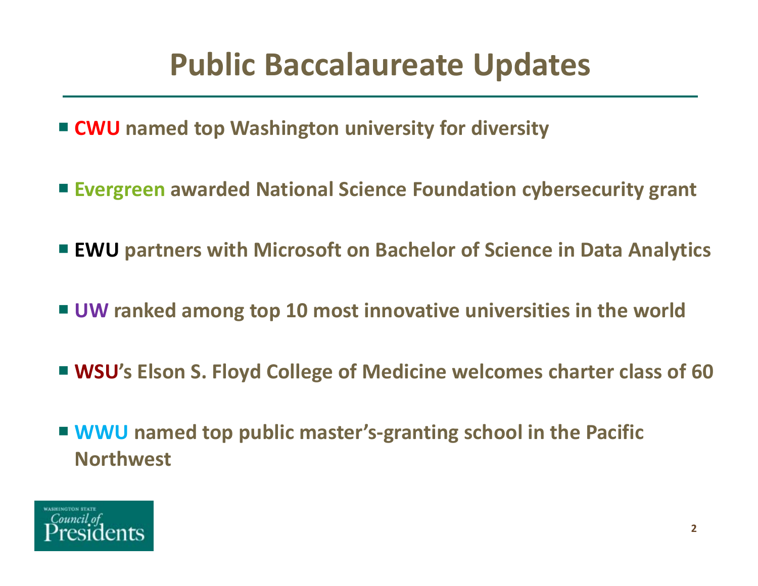# Public Baccalaureate Updates

- **CWU named top Washington university for diversity**
- **Evergreen awarded National Science Foundation cybersecurity grant**
- **EWU partners with Microsoft on Bachelor of Science in Data Analytics**
- **UW ranked among top 10 most innovative universities in the world**
- **WSU's Elson S. Floyd College of Medicine welcomes charter class of 60**
- **WWU named top public master's-granting school in the Pacific Northwest**

Washington State Council of Presidents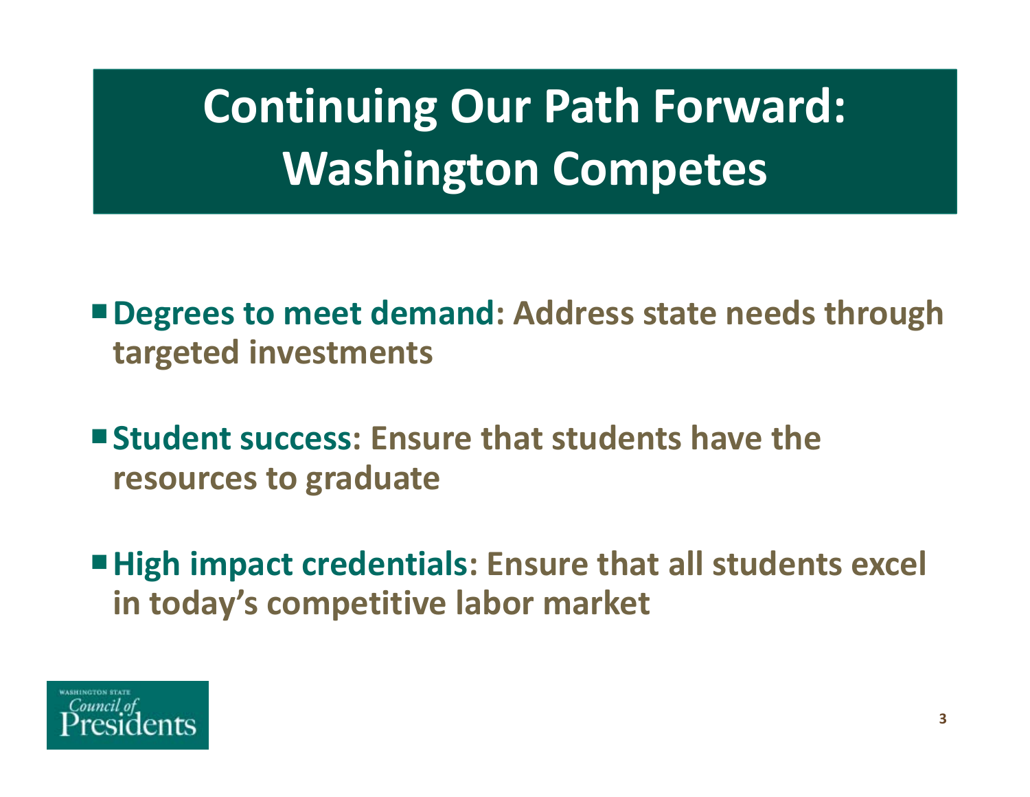# Continuing Our Path Forward: Washington Competes

- **Degrees to meet demand: Address state needs through targeted investments**
- **Student success: Ensure that students have the resources to graduate**
- **High impact credentials: Ensure that all students excel in today's competitive labor market**

Washington State Council of Presidents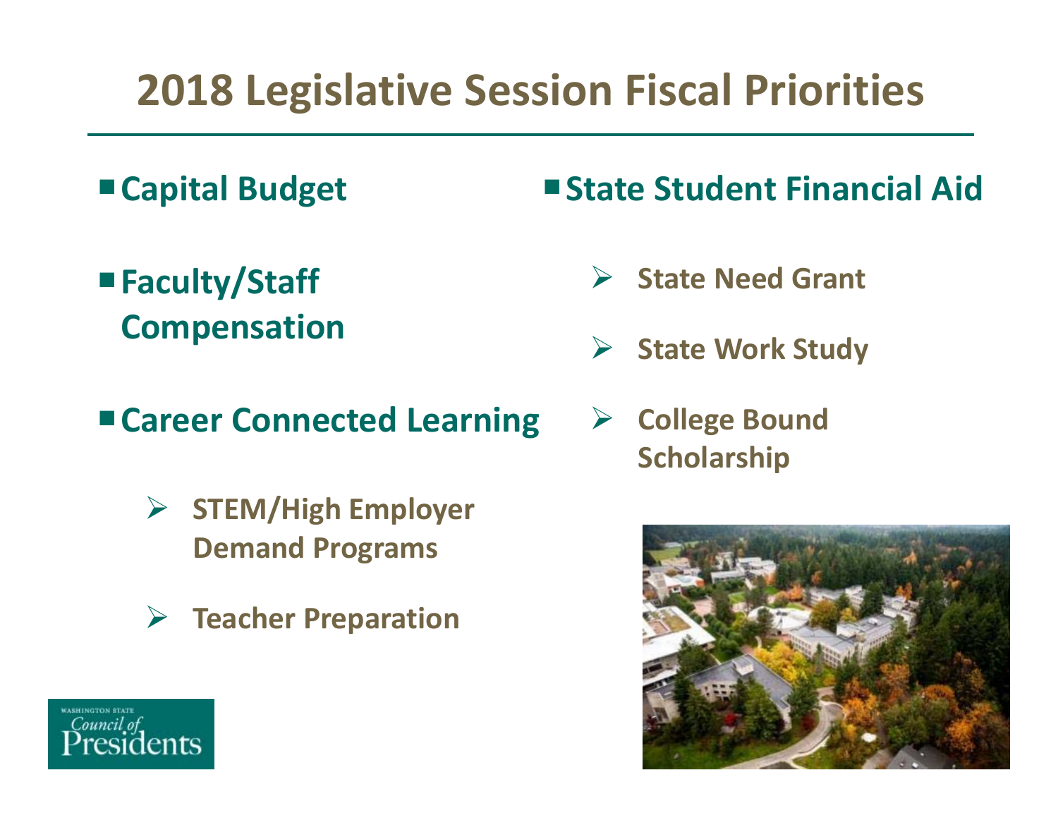# 2018 Legislative Session Fiscal Priorities

- Capital Budget
- Faculty/Staff Compensation
- Career Connected Learning
  - STEM/High Employer Demand Programs
  - Teacher Preparation
- State Student Financial Aid
  - State Need Grant
  - State Work Study
  - College Bound Scholarship

Washington State Council of Presidents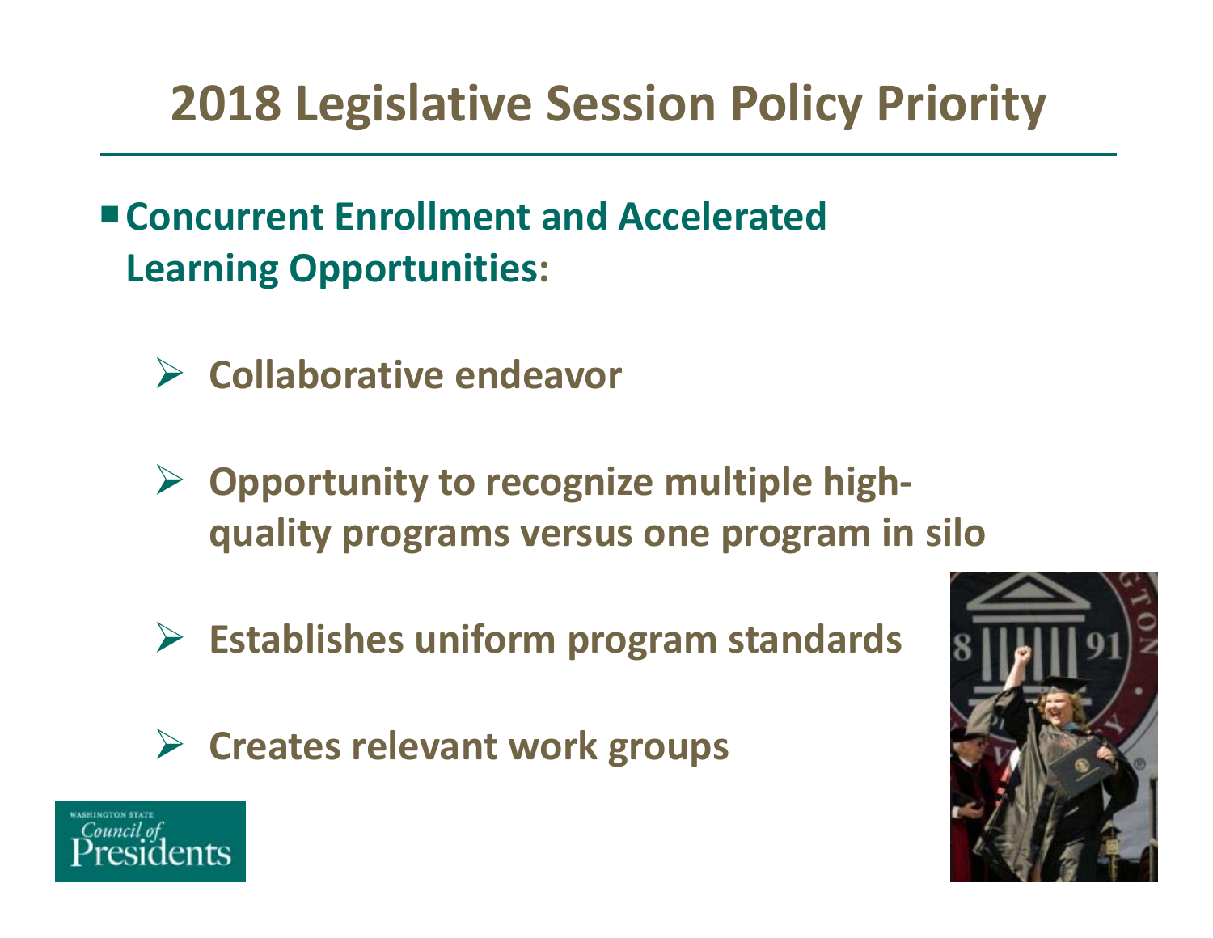# 2018 Legislative Session Policy Priority

- **Concurrent Enrollment and Accelerated Learning Opportunities:**
  - **Collaborative endeavor**
  - **Opportunity to recognize multiple high-quality programs versus one program in silo**
  - **Establishes uniform program standards**
  - **Creates relevant work groups**